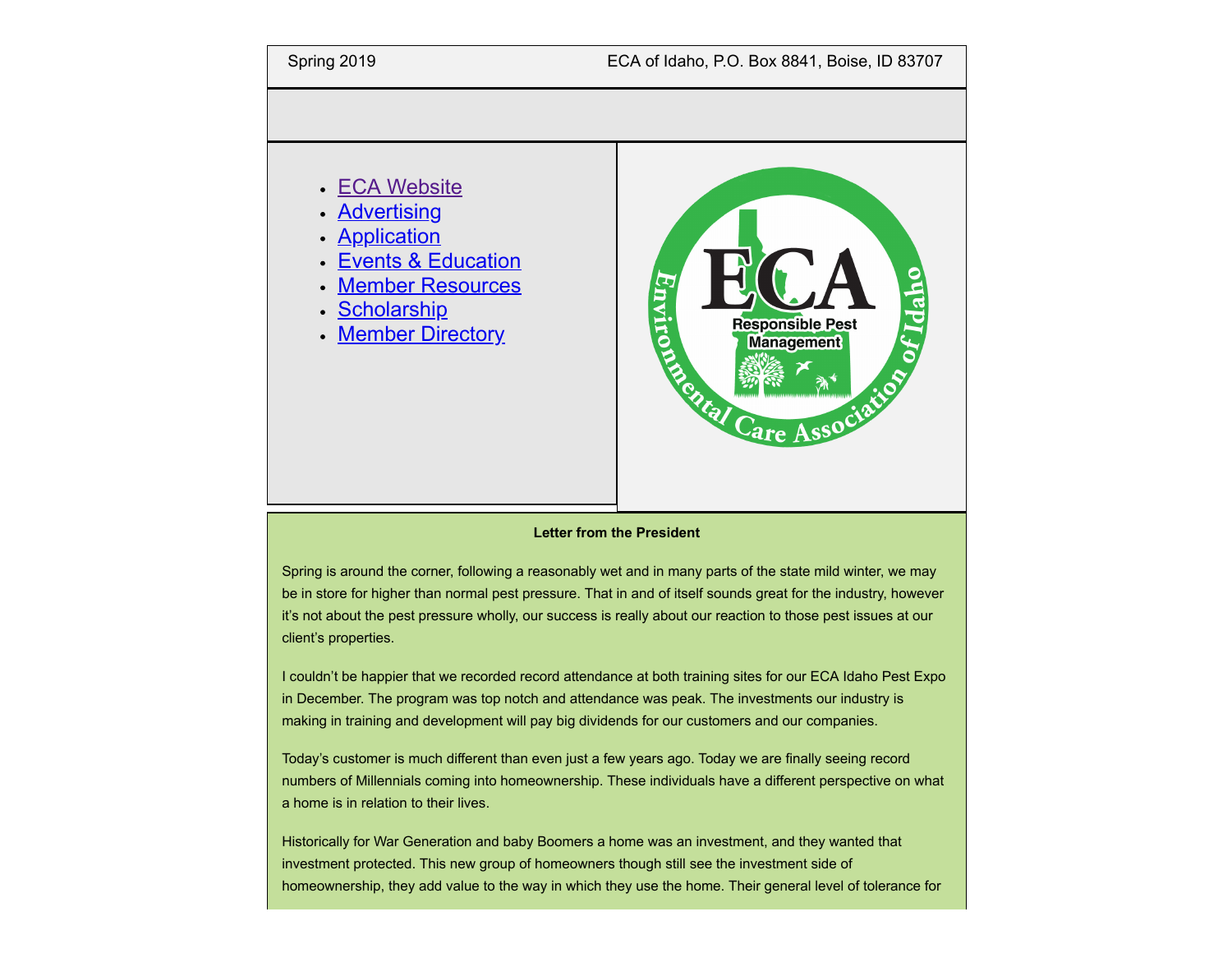Spring 2019 ECA of Idaho, P.O. Box 8841, Boise, ID 83707

- ECA Website
- Advertising
- Application
- Events & Education
- Member Resources
- Scholarship
- Member Directory

**Letter from the President**

Spring is around the corner, following a reasonably wet and in many parts of the state mild winter, we may be in store for higher than normal pest pressure. That in and of itself sounds great for the industry, however it's not about the pest pressure wholly, our success is really about our reaction to those pest issues at our client's properties.

I couldn't be happier that we recorded record attendance at both training sites for our ECA Idaho Pest Expo in December. The program was top notch and attendance was peak. The investments our industry is making in training and development will pay big dividends for our customers and our companies.

Today's customer is much different than even just a few years ago. Today we are finally seeing record numbers of Millennials coming into homeownership. These individuals have a different perspective on what a home is in relation to their lives.

Historically for War Generation and baby Boomers a home was an investment, and they wanted that investment protected. This new group of homeowners though still see the investment side of homeownership, they add value to the way in which they use the home. Their general level of tolerance for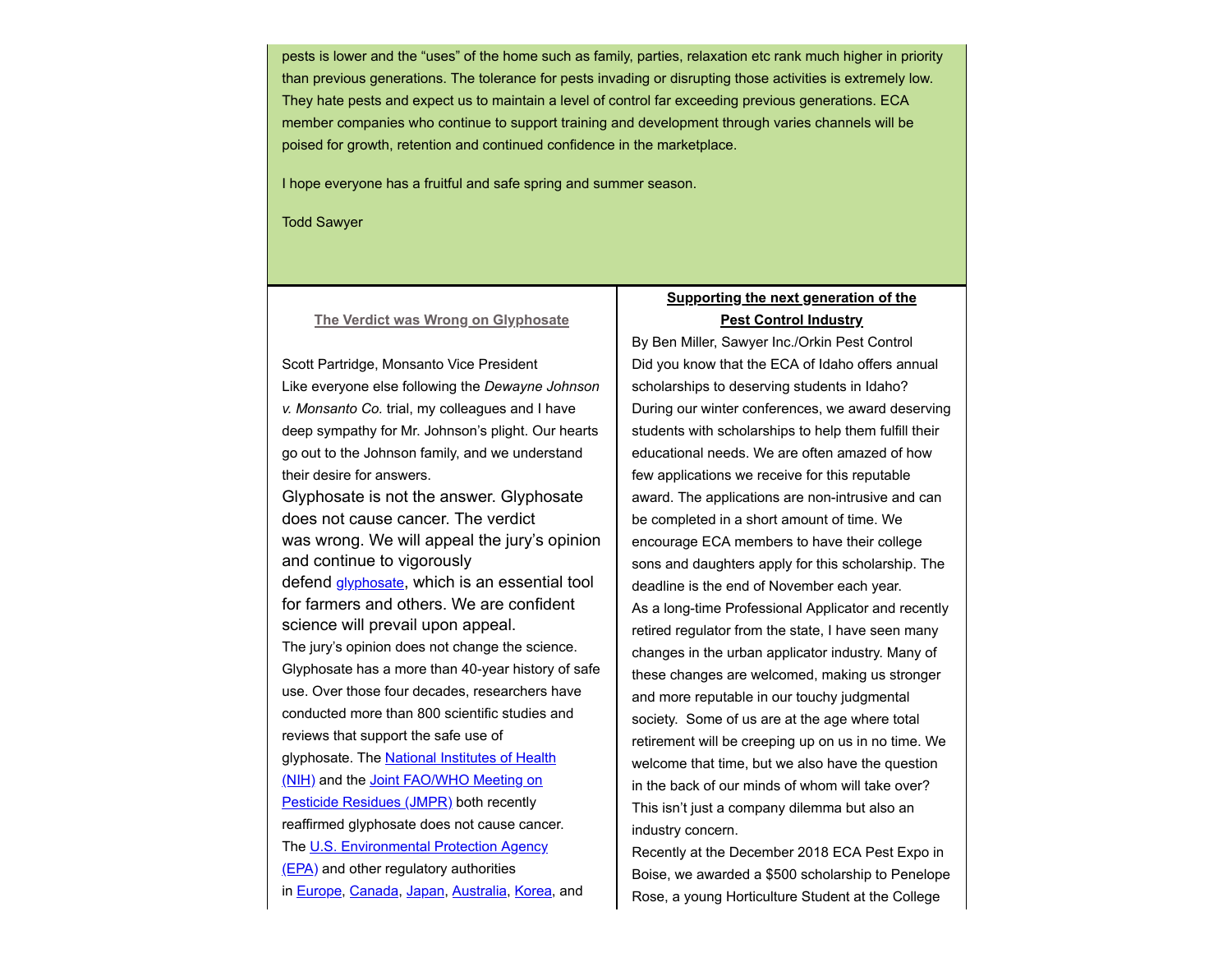pests is lower and the "uses" of the home such as family, parties, relaxation etc rank much higher in priority than previous generations. The tolerance for pests invading or disrupting those activities is extremely low. They hate pests and expect us to maintain a level of control far exceeding previous generations. ECA member companies who continue to support training and development through varies channels will be poised for growth, retention and continued confidence in the marketplace.

I hope everyone has a fruitful and safe spring and summer season.

Todd Sawyer

## The Verdict was Wrong on Glyphosate

Scott Partridge, Monsanto Vice President

Like everyone else following the *Dewayne Johnson v. Monsanto Co.* trial, my colleagues and I have deep sympathy for Mr. Johnson's plight. Our hearts go out to the Johnson family, and we understand their desire for answers.

Glyphosate is not the answer. Glyphosate does not cause cancer. The verdict was wrong. We will appeal the jury's opinion and continue to vigorously defend glyphosate, which is an essential tool for farmers and others. We are confident science will prevail upon appeal.

The jury's opinion does not change the science. Glyphosate has a more than 40-year history of safe use. Over those four decades, researchers have conducted more than 800 scientific studies and reviews that support the safe use of glyphosate. The National Institutes of Health (NIH) and the Joint FAO/WHO Meeting on Pesticide Residues (JMPR) both recently reaffirmed glyphosate does not cause cancer. The U.S. Environmental Protection Agency (EPA) and other regulatory authorities in Europe, Canada, Japan, Australia, Korea, and

## Supporting the next generation of the Pest Control Industry

By Ben Miller, Sawyer Inc./Orkin Pest Control

Did you know that the ECA of Idaho offers annual scholarships to deserving students in Idaho? During our winter conferences, we award deserving students with scholarships to help them fulfill their educational needs. We are often amazed of how few applications we receive for this reputable award. The applications are non-intrusive and can be completed in a short amount of time. We encourage ECA members to have their college sons and daughters apply for this scholarship. The deadline is the end of November each year.

As a long-time Professional Applicator and recently retired regulator from the state, I have seen many changes in the urban applicator industry. Many of these changes are welcomed, making us stronger and more reputable in our touchy judgmental society. Some of us are at the age where total retirement will be creeping up on us in no time. We welcome that time, but we also have the question in the back of our minds of whom will take over? This isn't just a company dilemma but also an industry concern.

Recently at the December 2018 ECA Pest Expo in Boise, we awarded a $500 scholarship to Penelope Rose, a young Horticulture Student at the College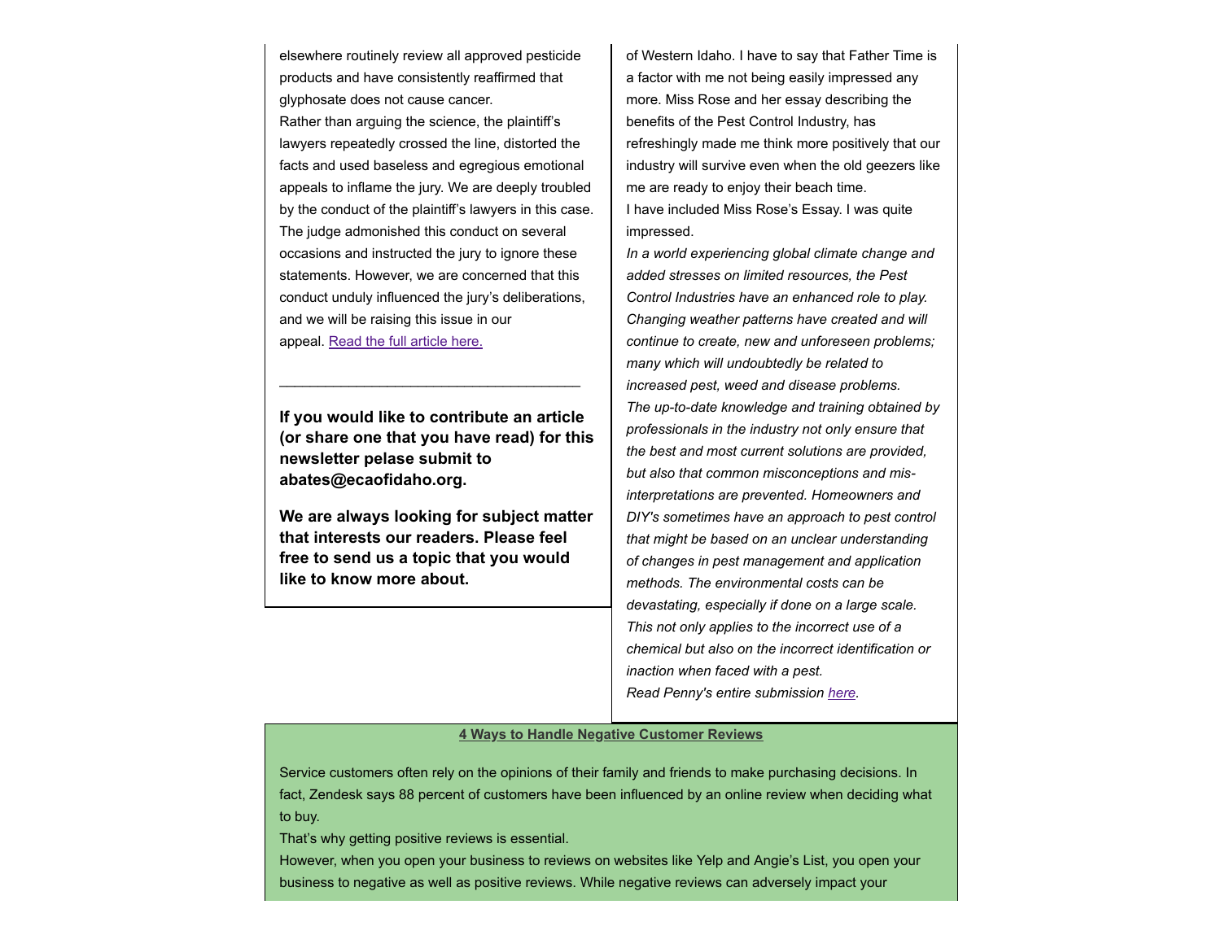elsewhere routinely review all approved pesticide products and have consistently reaffirmed that glyphosate does not cause cancer.

Rather than arguing the science, the plaintiff's lawyers repeatedly crossed the line, distorted the facts and used baseless and egregious emotional appeals to inflame the jury. We are deeply troubled by the conduct of the plaintiff's lawyers in this case. The judge admonished this conduct on several occasions and instructed the jury to ignore these statements. However, we are concerned that this conduct unduly influenced the jury's deliberations, and we will be raising this issue in our appeal. Read the full article here.

---

**If you would like to contribute an article (or share one that you have read) for this newsletter pelase submit to abates@ecaofidaho.org.**

**We are always looking for subject matter that interests our readers. Please feel free to send us a topic that you would like to know more about.**

of Western Idaho. I have to say that Father Time is a factor with me not being easily impressed any more. Miss Rose and her essay describing the benefits of the Pest Control Industry, has refreshingly made me think more positively that our industry will survive even when the old geezers like me are ready to enjoy their beach time.

I have included Miss Rose's Essay. I was quite impressed.

*In a world experiencing global climate change and added stresses on limited resources, the Pest Control Industries have an enhanced role to play. Changing weather patterns have created and will continue to create, new and unforeseen problems; many which will undoubtedly be related to increased pest, weed and disease problems.*

*The up-to-date knowledge and training obtained by professionals in the industry not only ensure that the best and most current solutions are provided, but also that common misconceptions and mis-interpretations are prevented. Homeowners and DIY's sometimes have an approach to pest control that might be based on an unclear understanding of changes in pest management and application methods. The environmental costs can be devastating, especially if done on a large scale. This not only applies to the incorrect use of a chemical but also on the incorrect identification or inaction when faced with a pest.*

*Read Penny's entire submission here.*

## 4 Ways to Handle Negative Customer Reviews

Service customers often rely on the opinions of their family and friends to make purchasing decisions. In fact, Zendesk says 88 percent of customers have been influenced by an online review when deciding what to buy.

That's why getting positive reviews is essential.

However, when you open your business to reviews on websites like Yelp and Angie's List, you open your business to negative as well as positive reviews. While negative reviews can adversely impact your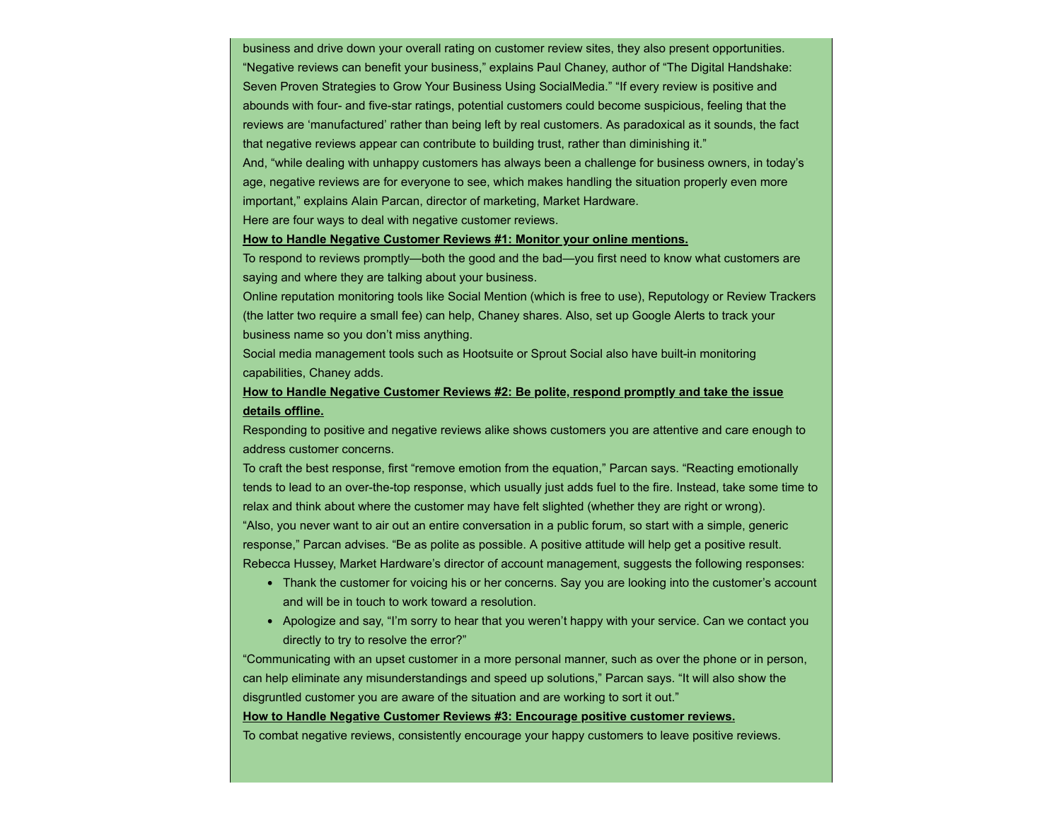business and drive down your overall rating on customer review sites, they also present opportunities.

"Negative reviews can benefit your business," explains Paul Chaney, author of "The Digital Handshake: Seven Proven Strategies to Grow Your Business Using SocialMedia." "If every review is positive and abounds with four- and five-star ratings, potential customers could become suspicious, feeling that the reviews are 'manufactured' rather than being left by real customers. As paradoxical as it sounds, the fact that negative reviews appear can contribute to building trust, rather than diminishing it."

And, "while dealing with unhappy customers has always been a challenge for business owners, in today's age, negative reviews are for everyone to see, which makes handling the situation properly even more important," explains Alain Parcan, director of marketing, Market Hardware.

Here are four ways to deal with negative customer reviews.

**How to Handle Negative Customer Reviews #1: Monitor your online mentions.**

To respond to reviews promptly—both the good and the bad—you first need to know what customers are saying and where they are talking about your business.

Online reputation monitoring tools like Social Mention (which is free to use), Reputology or Review Trackers (the latter two require a small fee) can help, Chaney shares. Also, set up Google Alerts to track your business name so you don't miss anything.

Social media management tools such as Hootsuite or Sprout Social also have built-in monitoring capabilities, Chaney adds.

**How to Handle Negative Customer Reviews #2: Be polite, respond promptly and take the issue details offline.**

Responding to positive and negative reviews alike shows customers you are attentive and care enough to address customer concerns.

To craft the best response, first "remove emotion from the equation," Parcan says. "Reacting emotionally tends to lead to an over-the-top response, which usually just adds fuel to the fire. Instead, take some time to relax and think about where the customer may have felt slighted (whether they are right or wrong).

"Also, you never want to air out an entire conversation in a public forum, so start with a simple, generic response," Parcan advises. "Be as polite as possible. A positive attitude will help get a positive result.

Rebecca Hussey, Market Hardware's director of account management, suggests the following responses:

- Thank the customer for voicing his or her concerns. Say you are looking into the customer's account and will be in touch to work toward a resolution.
- Apologize and say, "I'm sorry to hear that you weren't happy with your service. Can we contact you directly to try to resolve the error?"

"Communicating with an upset customer in a more personal manner, such as over the phone or in person, can help eliminate any misunderstandings and speed up solutions," Parcan says. "It will also show the disgruntled customer you are aware of the situation and are working to sort it out."

**How to Handle Negative Customer Reviews #3: Encourage positive customer reviews.**

To combat negative reviews, consistently encourage your happy customers to leave positive reviews.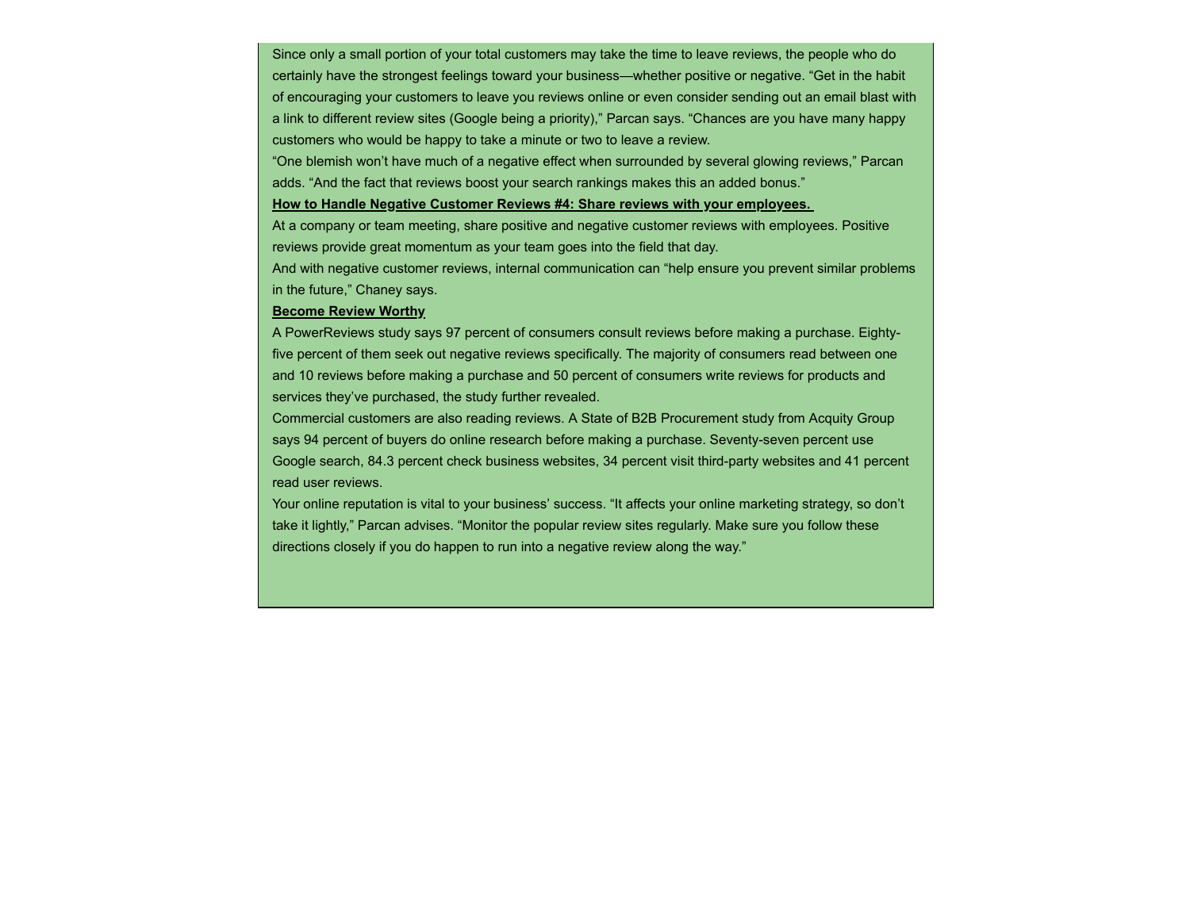Since only a small portion of your total customers may take the time to leave reviews, the people who do certainly have the strongest feelings toward your business—whether positive or negative. “Get in the habit of encouraging your customers to leave you reviews online or even consider sending out an email blast with a link to different review sites (Google being a priority),” Parcan says. “Chances are you have many happy customers who would be happy to take a minute or two to leave a review.

“One blemish won’t have much of a negative effect when surrounded by several glowing reviews,” Parcan adds. “And the fact that reviews boost your search rankings makes this an added bonus.”

**How to Handle Negative Customer Reviews #4: Share reviews with your employees.**

At a company or team meeting, share positive and negative customer reviews with employees. Positive reviews provide great momentum as your team goes into the field that day.

And with negative customer reviews, internal communication can “help ensure you prevent similar problems in the future,” Chaney says.

**Become Review Worthy**

A PowerReviews study says 97 percent of consumers consult reviews before making a purchase. Eighty-five percent of them seek out negative reviews specifically. The majority of consumers read between one and 10 reviews before making a purchase and 50 percent of consumers write reviews for products and services they’ve purchased, the study further revealed.

Commercial customers are also reading reviews. A State of B2B Procurement study from Acquity Group says 94 percent of buyers do online research before making a purchase. Seventy-seven percent use Google search, 84.3 percent check business websites, 34 percent visit third-party websites and 41 percent read user reviews.

Your online reputation is vital to your business’ success. “It affects your online marketing strategy, so don’t take it lightly,” Parcan advises. “Monitor the popular review sites regularly. Make sure you follow these directions closely if you do happen to run into a negative review along the way.”